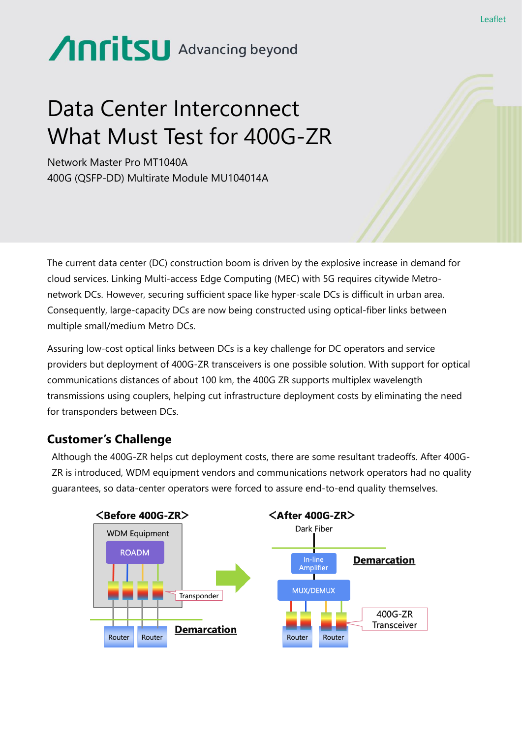Leaflet

Anritsu Advancing beyond

# Data Center Interconnect What Must Test for 400G-ZR

Network Master Pro MT1040A
400G (QSFP-DD) Multirate Module MU104014A

The current data center (DC) construction boom is driven by the explosive increase in demand for cloud services. Linking Multi-access Edge Computing (MEC) with 5G requires citywide Metro-network DCs. However, securing sufficient space like hyper-scale DCs is difficult in urban area. Consequently, large-capacity DCs are now being constructed using optical-fiber links between multiple small/medium Metro DCs.

Assuring low-cost optical links between DCs is a key challenge for DC operators and service providers but deployment of 400G-ZR transceivers is one possible solution. With support for optical communications distances of about 100 km, the 400G ZR supports multiplex wavelength transmissions using couplers, helping cut infrastructure deployment costs by eliminating the need for transponders between DCs.

## Customer's Challenge

Although the 400G-ZR helps cut deployment costs, there are some resultant tradeoffs. After 400G-ZR is introduced, WDM equipment vendors and communications network operators had no quality guarantees, so data-center operators were forced to assure end-to-end quality themselves.

**<Before 400G-ZR>**

WDM Equipment
ROADM
Transponder
Router
Router
**Demarcation**

**<After 400G-ZR>**

Dark Fiber
In-line Amplifier
**Demarcation**
MUX/DEMUX
400G-ZR Transceiver
Router
Router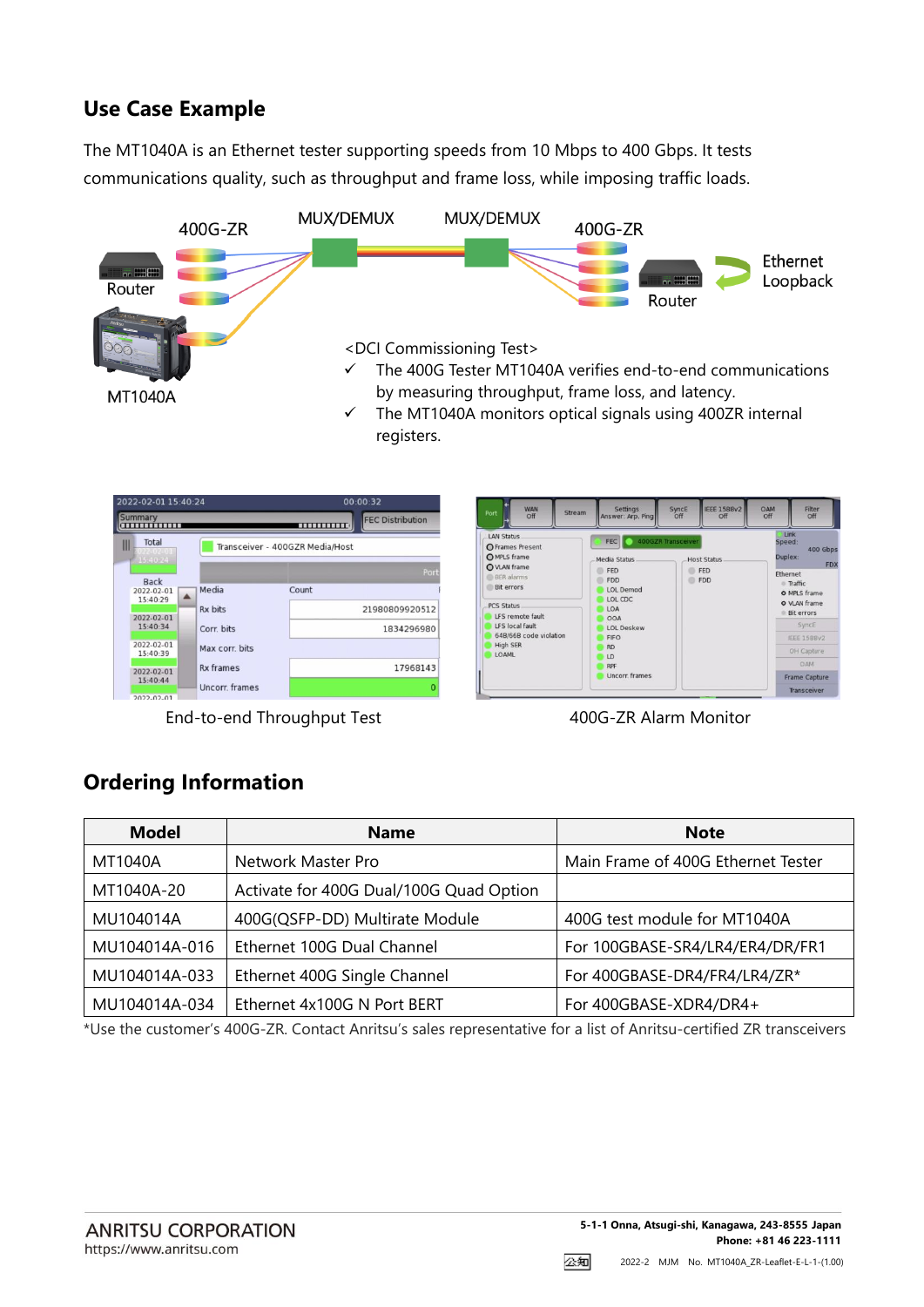## Use Case Example

The MT1040A is an Ethernet tester supporting speeds from 10 Mbps to 400 Gbps. It tests communications quality, such as throughput and frame loss, while imposing traffic loads.

400G-ZR

MUX/DEMUX

MUX/DEMUX

400G-ZR

Router

Ethernet Loopback

Router

MT1040A

<DCI Commissioning Test>

- ✓ The 400G Tester MT1040A verifies end-to-end communications by measuring throughput, frame loss, and latency.
- ✓ The MT1040A monitors optical signals using 400ZR internal registers.

End-to-end Throughput Test

400G-ZR Alarm Monitor

## Ordering Information

| Model | Name | Note |
|---|---|---|
| MT1040A | Network Master Pro | Main Frame of 400G Ethernet Tester |
| MT1040A-20 | Activate for 400G Dual/100G Quad Option | |
| MU104014A | 400G(QSFP-DD) Multirate Module | 400G test module for MT1040A |
| MU104014A-016 | Ethernet 100G Dual Channel | For 100GBASE-SR4/LR4/ER4/DR/FR1 |
| MU104014A-033 | Ethernet 400G Single Channel | For 400GBASE-DR4/FR4/LR4/ZR* |
| MU104014A-034 | Ethernet 4x100G N Port BERT | For 400GBASE-XDR4/DR4+ |

*Use the customer's 400G-ZR. Contact Anritsu's sales representative for a list of Anritsu-certified ZR transceivers

ANRITSU CORPORATION
https://www.anritsu.com

5-1-1 Onna, Atsugi-shi, Kanagawa, 243-8555 Japan
Phone: +81 46 223-1111

公知 2022-2 MJM No. MT1040A_ZR-Leaflet-E-L-1-(1.00)